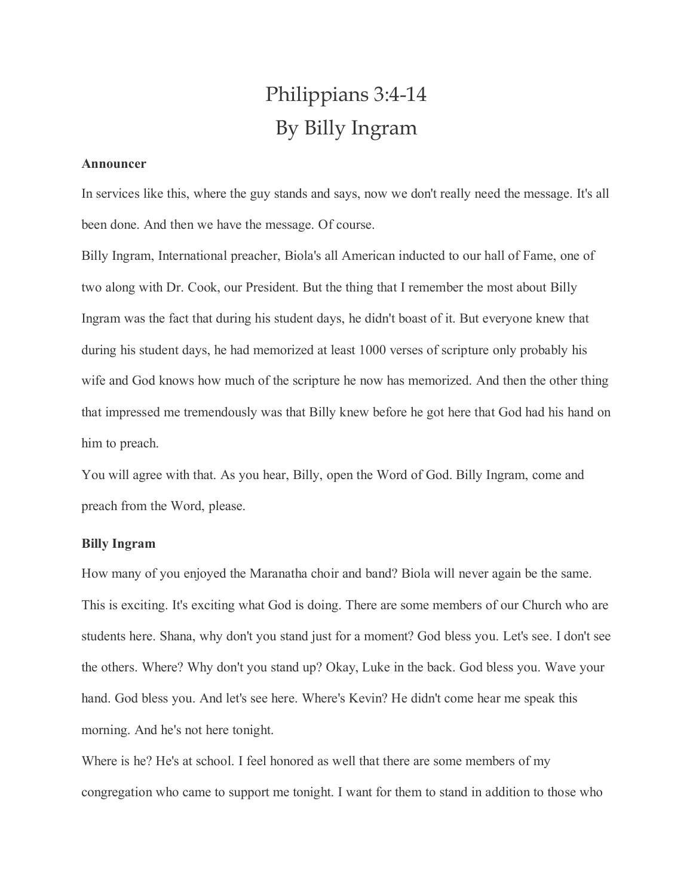# Philippians 3:4-14
# By Billy Ingram

**Announcer**

In services like this, where the guy stands and says, now we don't really need the message. It's all been done. And then we have the message. Of course.

Billy Ingram, International preacher, Biola's all American inducted to our hall of Fame, one of two along with Dr. Cook, our President. But the thing that I remember the most about Billy Ingram was the fact that during his student days, he didn't boast of it. But everyone knew that during his student days, he had memorized at least 1000 verses of scripture only probably his wife and God knows how much of the scripture he now has memorized. And then the other thing that impressed me tremendously was that Billy knew before he got here that God had his hand on him to preach.

You will agree with that. As you hear, Billy, open the Word of God. Billy Ingram, come and preach from the Word, please.

**Billy Ingram**

How many of you enjoyed the Maranatha choir and band? Biola will never again be the same. This is exciting. It's exciting what God is doing. There are some members of our Church who are students here. Shana, why don't you stand just for a moment? God bless you. Let's see. I don't see the others. Where? Why don't you stand up? Okay, Luke in the back. God bless you. Wave your hand. God bless you. And let's see here. Where's Kevin? He didn't come hear me speak this morning. And he's not here tonight.

Where is he? He's at school. I feel honored as well that there are some members of my congregation who came to support me tonight. I want for them to stand in addition to those who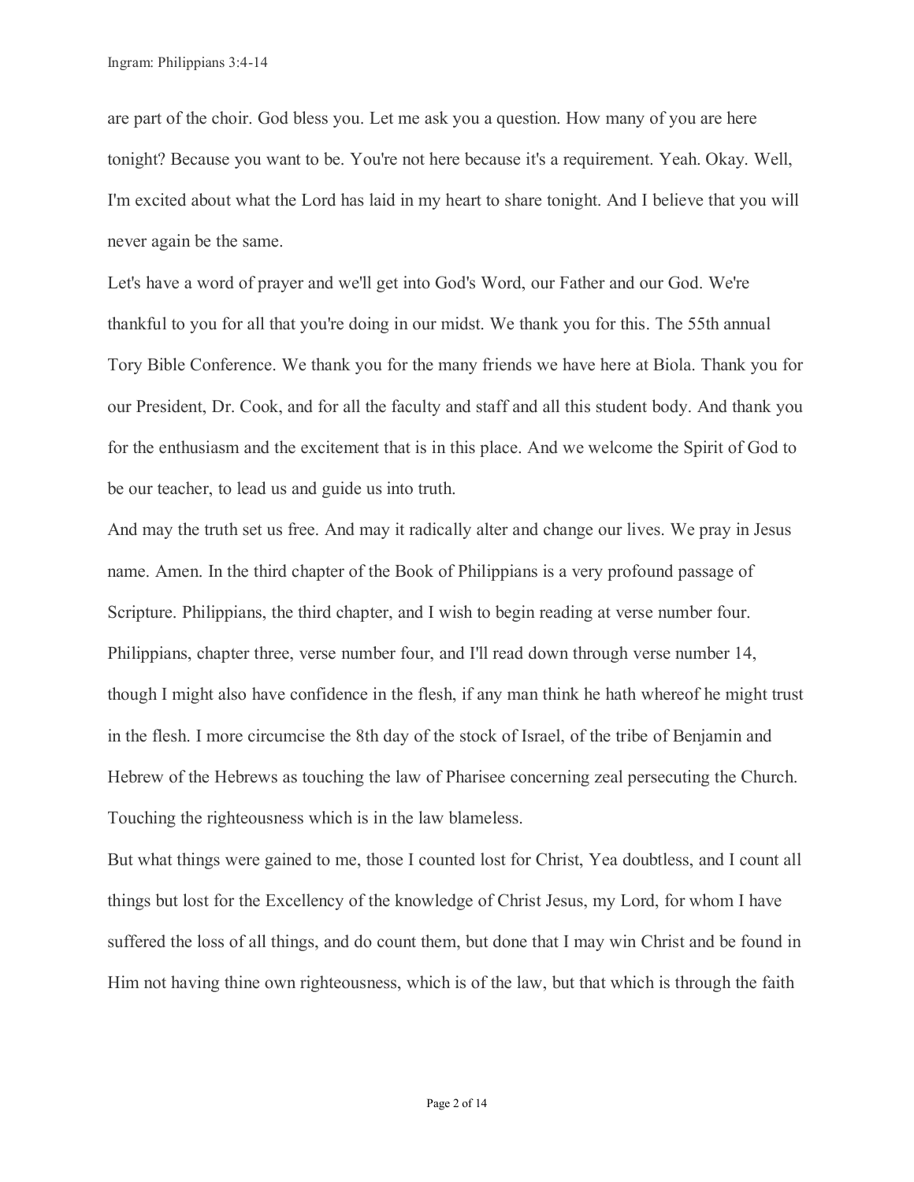are part of the choir. God bless you. Let me ask you a question. How many of you are here tonight? Because you want to be. You're not here because it's a requirement. Yeah. Okay. Well, I'm excited about what the Lord has laid in my heart to share tonight. And I believe that you will never again be the same.

Let's have a word of prayer and we'll get into God's Word, our Father and our God. We're thankful to you for all that you're doing in our midst. We thank you for this. The 55th annual Tory Bible Conference. We thank you for the many friends we have here at Biola. Thank you for our President, Dr. Cook, and for all the faculty and staff and all this student body. And thank you for the enthusiasm and the excitement that is in this place. And we welcome the Spirit of God to be our teacher, to lead us and guide us into truth.

And may the truth set us free. And may it radically alter and change our lives. We pray in Jesus name. Amen. In the third chapter of the Book of Philippians is a very profound passage of Scripture. Philippians, the third chapter, and I wish to begin reading at verse number four. Philippians, chapter three, verse number four, and I'll read down through verse number 14, though I might also have confidence in the flesh, if any man think he hath whereof he might trust in the flesh. I more circumcise the 8th day of the stock of Israel, of the tribe of Benjamin and Hebrew of the Hebrews as touching the law of Pharisee concerning zeal persecuting the Church. Touching the righteousness which is in the law blameless.

But what things were gained to me, those I counted lost for Christ, Yea doubtless, and I count all things but lost for the Excellency of the knowledge of Christ Jesus, my Lord, for whom I have suffered the loss of all things, and do count them, but done that I may win Christ and be found in Him not having thine own righteousness, which is of the law, but that which is through the faith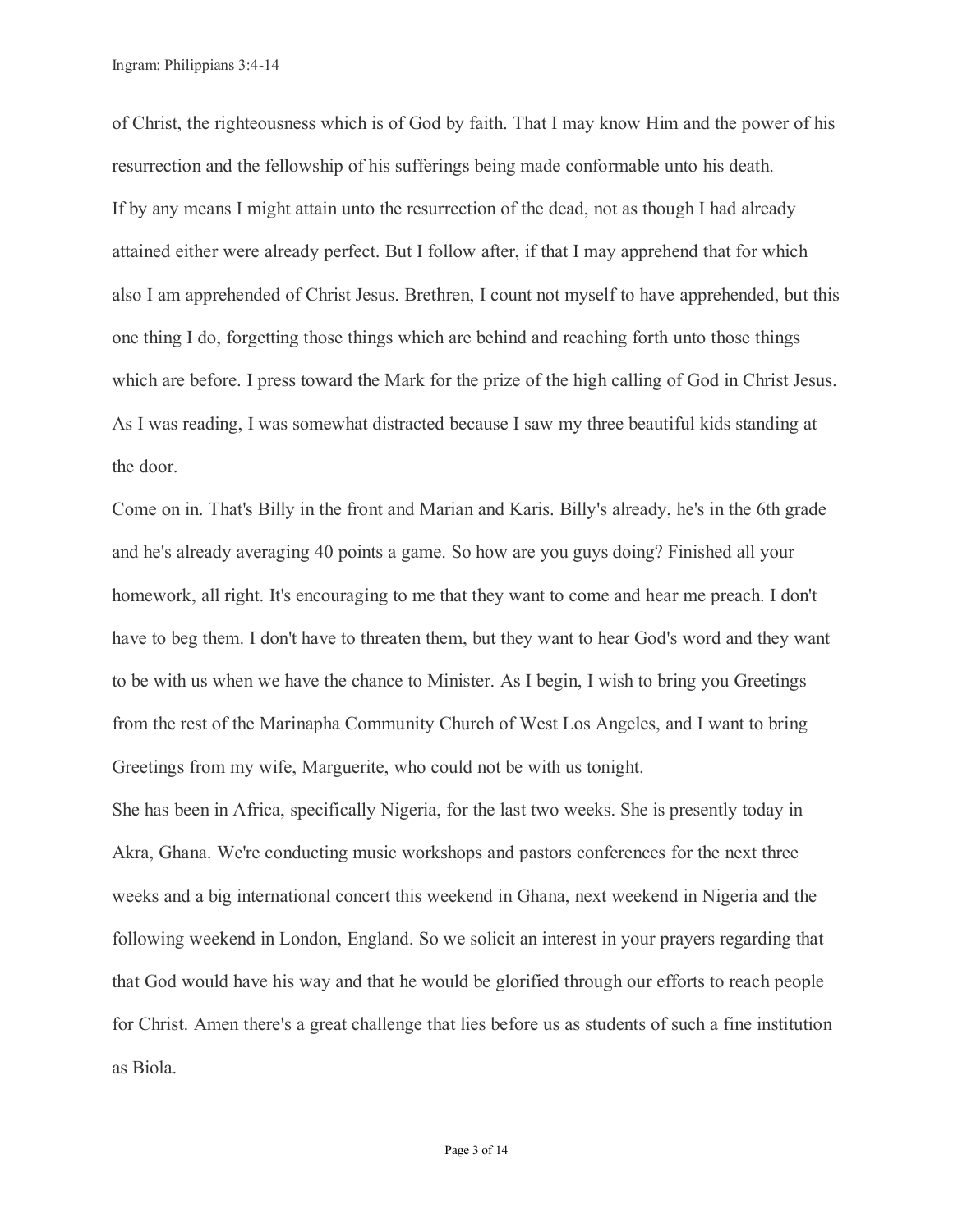of Christ, the righteousness which is of God by faith. That I may know Him and the power of his resurrection and the fellowship of his sufferings being made conformable unto his death.

If by any means I might attain unto the resurrection of the dead, not as though I had already attained either were already perfect. But I follow after, if that I may apprehend that for which also I am apprehended of Christ Jesus. Brethren, I count not myself to have apprehended, but this one thing I do, forgetting those things which are behind and reaching forth unto those things which are before. I press toward the Mark for the prize of the high calling of God in Christ Jesus. As I was reading, I was somewhat distracted because I saw my three beautiful kids standing at the door.

Come on in. That's Billy in the front and Marian and Karis. Billy's already, he's in the 6th grade and he's already averaging 40 points a game. So how are you guys doing? Finished all your homework, all right. It's encouraging to me that they want to come and hear me preach. I don't have to beg them. I don't have to threaten them, but they want to hear God's word and they want to be with us when we have the chance to Minister. As I begin, I wish to bring you Greetings from the rest of the Marinapha Community Church of West Los Angeles, and I want to bring Greetings from my wife, Marguerite, who could not be with us tonight.

She has been in Africa, specifically Nigeria, for the last two weeks. She is presently today in Akra, Ghana. We're conducting music workshops and pastors conferences for the next three weeks and a big international concert this weekend in Ghana, next weekend in Nigeria and the following weekend in London, England. So we solicit an interest in your prayers regarding that that God would have his way and that he would be glorified through our efforts to reach people for Christ. Amen there's a great challenge that lies before us as students of such a fine institution as Biola.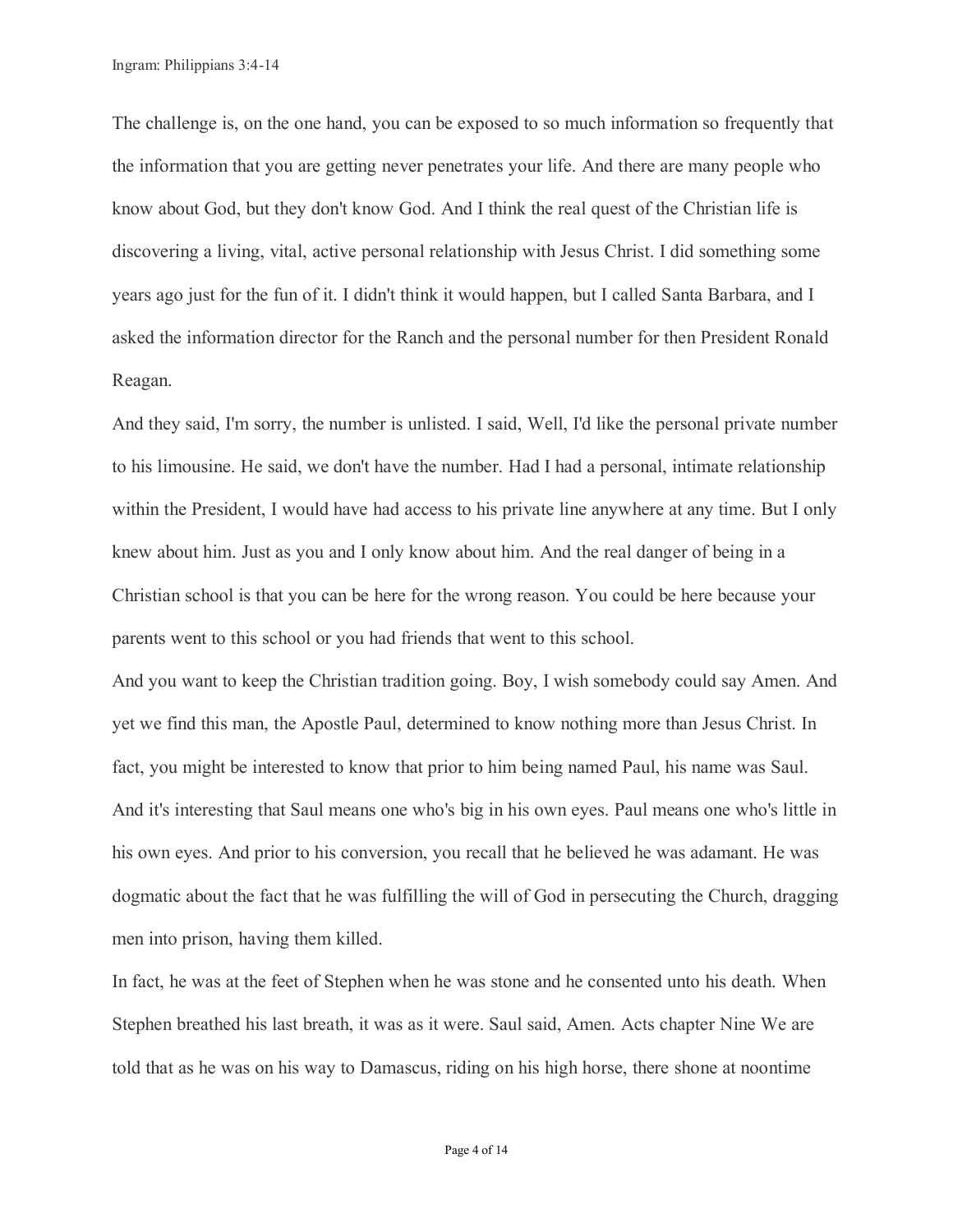The challenge is, on the one hand, you can be exposed to so much information so frequently that the information that you are getting never penetrates your life. And there are many people who know about God, but they don't know God. And I think the real quest of the Christian life is discovering a living, vital, active personal relationship with Jesus Christ. I did something some years ago just for the fun of it. I didn't think it would happen, but I called Santa Barbara, and I asked the information director for the Ranch and the personal number for then President Ronald Reagan.

And they said, I'm sorry, the number is unlisted. I said, Well, I'd like the personal private number to his limousine. He said, we don't have the number. Had I had a personal, intimate relationship within the President, I would have had access to his private line anywhere at any time. But I only knew about him. Just as you and I only know about him. And the real danger of being in a Christian school is that you can be here for the wrong reason. You could be here because your parents went to this school or you had friends that went to this school.

And you want to keep the Christian tradition going. Boy, I wish somebody could say Amen. And yet we find this man, the Apostle Paul, determined to know nothing more than Jesus Christ. In fact, you might be interested to know that prior to him being named Paul, his name was Saul. And it's interesting that Saul means one who's big in his own eyes. Paul means one who's little in his own eyes. And prior to his conversion, you recall that he believed he was adamant. He was dogmatic about the fact that he was fulfilling the will of God in persecuting the Church, dragging men into prison, having them killed.

In fact, he was at the feet of Stephen when he was stone and he consented unto his death. When Stephen breathed his last breath, it was as it were. Saul said, Amen. Acts chapter Nine We are told that as he was on his way to Damascus, riding on his high horse, there shone at noontime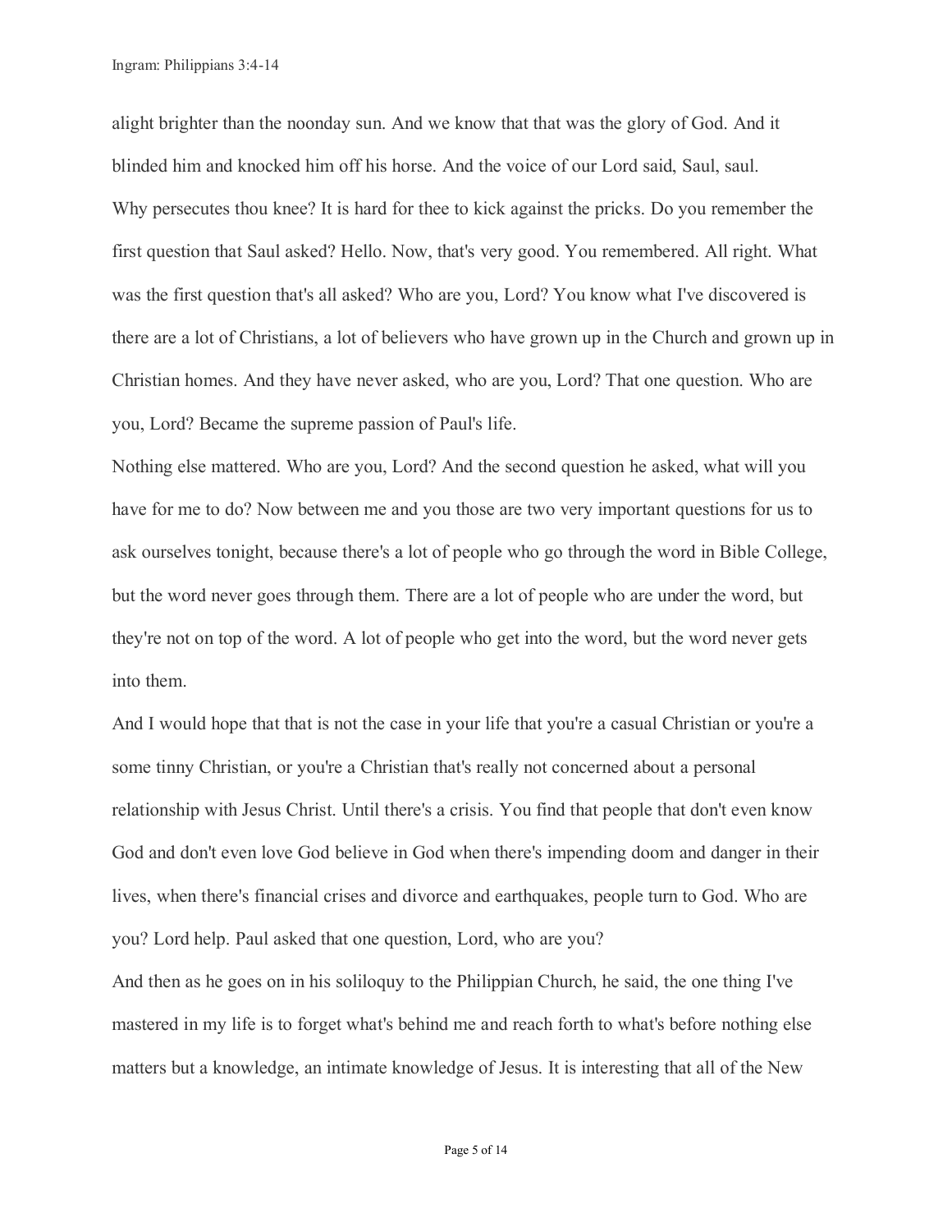alight brighter than the noonday sun. And we know that that was the glory of God. And it blinded him and knocked him off his horse. And the voice of our Lord said, Saul, saul.
Why persecutes thou knee? It is hard for thee to kick against the pricks. Do you remember the first question that Saul asked? Hello. Now, that's very good. You remembered. All right. What was the first question that's all asked? Who are you, Lord? You know what I've discovered is there are a lot of Christians, a lot of believers who have grown up in the Church and grown up in Christian homes. And they have never asked, who are you, Lord? That one question. Who are you, Lord? Became the supreme passion of Paul's life.

Nothing else mattered. Who are you, Lord? And the second question he asked, what will you have for me to do? Now between me and you those are two very important questions for us to ask ourselves tonight, because there's a lot of people who go through the word in Bible College, but the word never goes through them. There are a lot of people who are under the word, but they're not on top of the word. A lot of people who get into the word, but the word never gets into them.

And I would hope that that is not the case in your life that you're a casual Christian or you're a some tinny Christian, or you're a Christian that's really not concerned about a personal relationship with Jesus Christ. Until there's a crisis. You find that people that don't even know God and don't even love God believe in God when there's impending doom and danger in their lives, when there's financial crises and divorce and earthquakes, people turn to God. Who are you? Lord help. Paul asked that one question, Lord, who are you?

And then as he goes on in his soliloquy to the Philippian Church, he said, the one thing I've mastered in my life is to forget what's behind me and reach forth to what's before nothing else matters but a knowledge, an intimate knowledge of Jesus. It is interesting that all of the New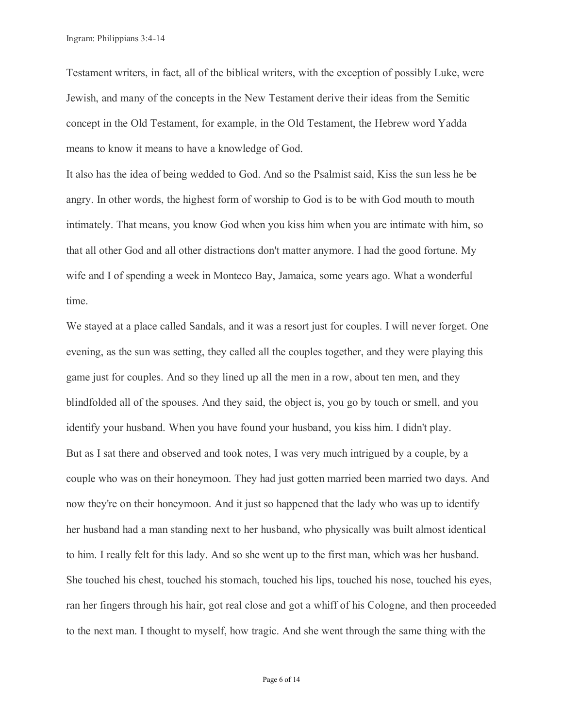Testament writers, in fact, all of the biblical writers, with the exception of possibly Luke, were Jewish, and many of the concepts in the New Testament derive their ideas from the Semitic concept in the Old Testament, for example, in the Old Testament, the Hebrew word Yadda means to know it means to have a knowledge of God.

It also has the idea of being wedded to God. And so the Psalmist said, Kiss the sun less he be angry. In other words, the highest form of worship to God is to be with God mouth to mouth intimately. That means, you know God when you kiss him when you are intimate with him, so that all other God and all other distractions don't matter anymore. I had the good fortune. My wife and I of spending a week in Monteco Bay, Jamaica, some years ago. What a wonderful time.

We stayed at a place called Sandals, and it was a resort just for couples. I will never forget. One evening, as the sun was setting, they called all the couples together, and they were playing this game just for couples. And so they lined up all the men in a row, about ten men, and they blindfolded all of the spouses. And they said, the object is, you go by touch or smell, and you identify your husband. When you have found your husband, you kiss him. I didn't play.

But as I sat there and observed and took notes, I was very much intrigued by a couple, by a couple who was on their honeymoon. They had just gotten married been married two days. And now they're on their honeymoon. And it just so happened that the lady who was up to identify her husband had a man standing next to her husband, who physically was built almost identical to him. I really felt for this lady. And so she went up to the first man, which was her husband. She touched his chest, touched his stomach, touched his lips, touched his nose, touched his eyes, ran her fingers through his hair, got real close and got a whiff of his Cologne, and then proceeded to the next man. I thought to myself, how tragic. And she went through the same thing with the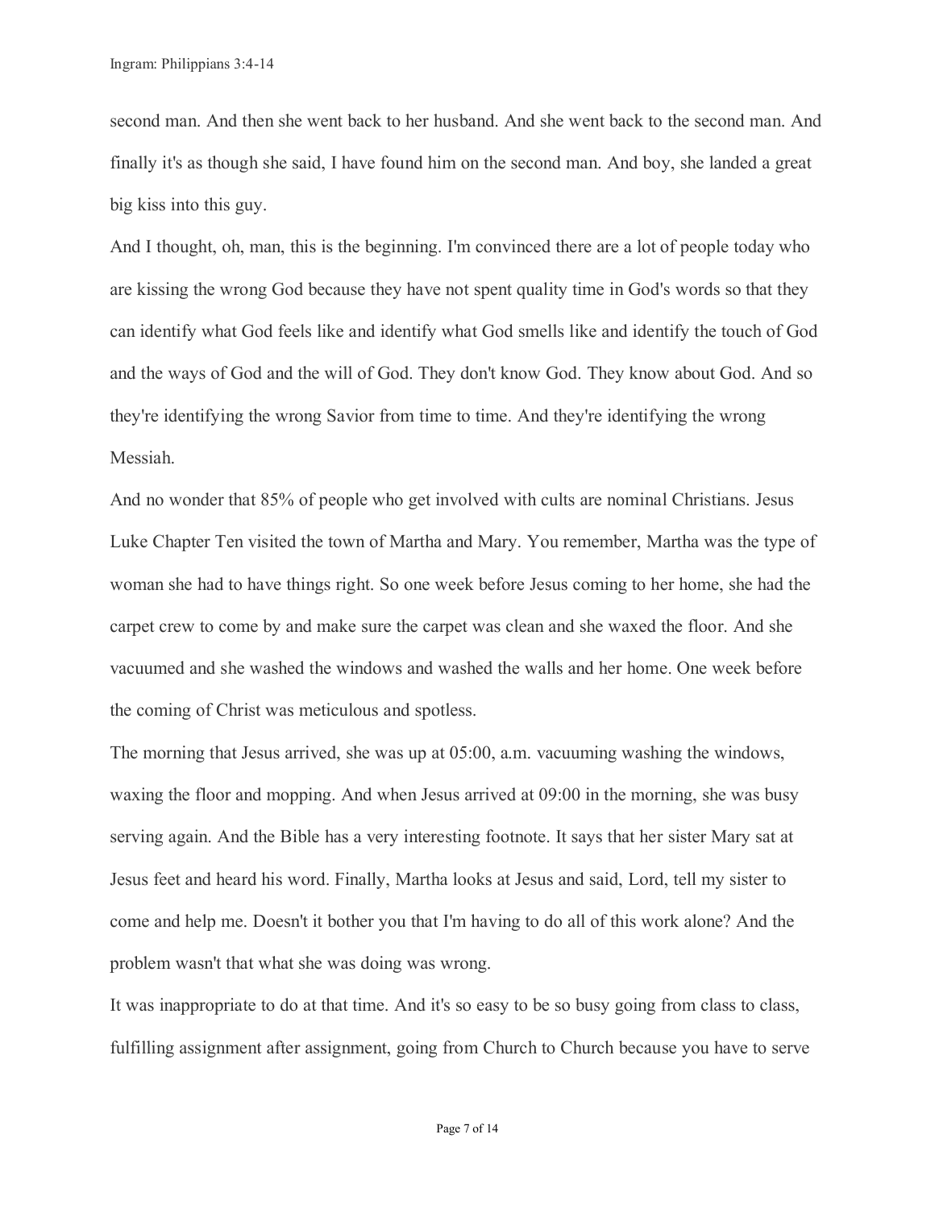second man. And then she went back to her husband. And she went back to the second man. And finally it's as though she said, I have found him on the second man. And boy, she landed a great big kiss into this guy.

And I thought, oh, man, this is the beginning. I'm convinced there are a lot of people today who are kissing the wrong God because they have not spent quality time in God's words so that they can identify what God feels like and identify what God smells like and identify the touch of God and the ways of God and the will of God. They don't know God. They know about God. And so they're identifying the wrong Savior from time to time. And they're identifying the wrong Messiah.

And no wonder that 85% of people who get involved with cults are nominal Christians. Jesus Luke Chapter Ten visited the town of Martha and Mary. You remember, Martha was the type of woman she had to have things right. So one week before Jesus coming to her home, she had the carpet crew to come by and make sure the carpet was clean and she waxed the floor. And she vacuumed and she washed the windows and washed the walls and her home. One week before the coming of Christ was meticulous and spotless.

The morning that Jesus arrived, she was up at 05:00, a.m. vacuuming washing the windows, waxing the floor and mopping. And when Jesus arrived at 09:00 in the morning, she was busy serving again. And the Bible has a very interesting footnote. It says that her sister Mary sat at Jesus feet and heard his word. Finally, Martha looks at Jesus and said, Lord, tell my sister to come and help me. Doesn't it bother you that I'm having to do all of this work alone? And the problem wasn't that what she was doing was wrong.

It was inappropriate to do at that time. And it's so easy to be so busy going from class to class, fulfilling assignment after assignment, going from Church to Church because you have to serve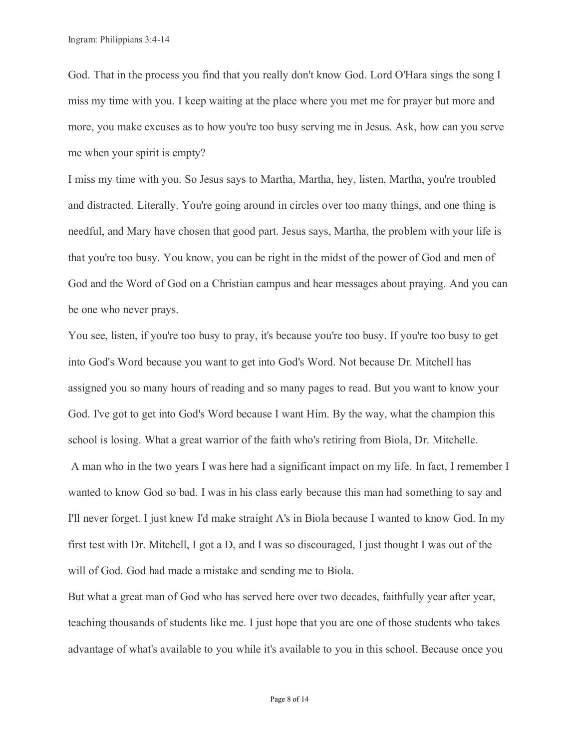God. That in the process you find that you really don't know God. Lord O'Hara sings the song I miss my time with you. I keep waiting at the place where you met me for prayer but more and more, you make excuses as to how you're too busy serving me in Jesus. Ask, how can you serve me when your spirit is empty?

I miss my time with you. So Jesus says to Martha, Martha, hey, listen, Martha, you're troubled and distracted. Literally. You're going around in circles over too many things, and one thing is needful, and Mary have chosen that good part. Jesus says, Martha, the problem with your life is that you're too busy. You know, you can be right in the midst of the power of God and men of God and the Word of God on a Christian campus and hear messages about praying. And you can be one who never prays.

You see, listen, if you're too busy to pray, it's because you're too busy. If you're too busy to get into God's Word because you want to get into God's Word. Not because Dr. Mitchell has assigned you so many hours of reading and so many pages to read. But you want to know your God. I've got to get into God's Word because I want Him. By the way, what the champion this school is losing. What a great warrior of the faith who's retiring from Biola, Dr. Mitchelle.

A man who in the two years I was here had a significant impact on my life. In fact, I remember I wanted to know God so bad. I was in his class early because this man had something to say and I'll never forget. I just knew I'd make straight A's in Biola because I wanted to know God. In my first test with Dr. Mitchell, I got a D, and I was so discouraged, I just thought I was out of the will of God. God had made a mistake and sending me to Biola.

But what a great man of God who has served here over two decades, faithfully year after year, teaching thousands of students like me. I just hope that you are one of those students who takes advantage of what's available to you while it's available to you in this school. Because once you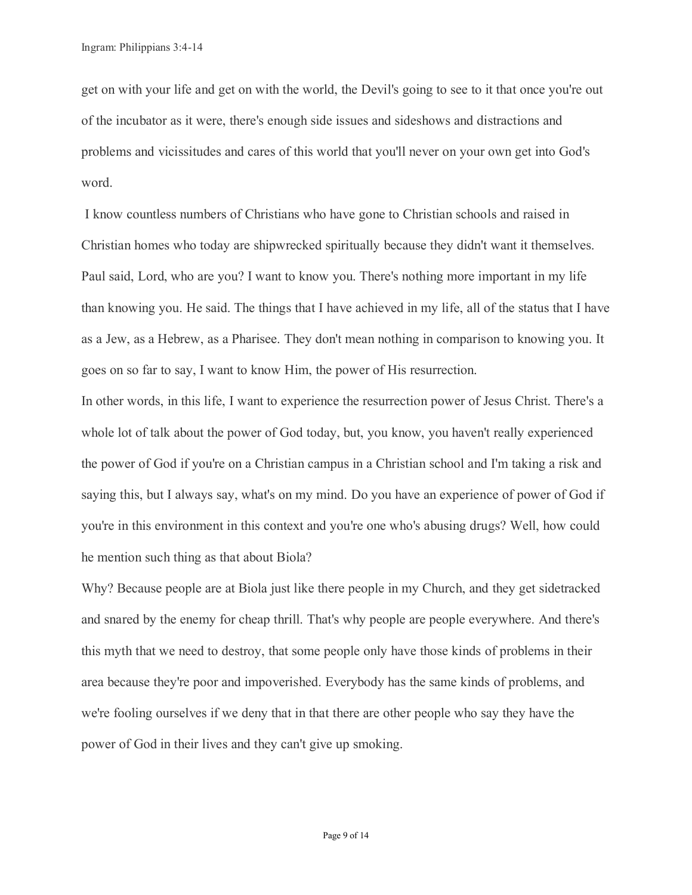get on with your life and get on with the world, the Devil's going to see to it that once you're out of the incubator as it were, there's enough side issues and sideshows and distractions and problems and vicissitudes and cares of this world that you'll never on your own get into God's word.

I know countless numbers of Christians who have gone to Christian schools and raised in Christian homes who today are shipwrecked spiritually because they didn't want it themselves. Paul said, Lord, who are you? I want to know you. There's nothing more important in my life than knowing you. He said. The things that I have achieved in my life, all of the status that I have as a Jew, as a Hebrew, as a Pharisee. They don't mean nothing in comparison to knowing you. It goes on so far to say, I want to know Him, the power of His resurrection.

In other words, in this life, I want to experience the resurrection power of Jesus Christ. There's a whole lot of talk about the power of God today, but, you know, you haven't really experienced the power of God if you're on a Christian campus in a Christian school and I'm taking a risk and saying this, but I always say, what's on my mind. Do you have an experience of power of God if you're in this environment in this context and you're one who's abusing drugs? Well, how could he mention such thing as that about Biola?

Why? Because people are at Biola just like there people in my Church, and they get sidetracked and snared by the enemy for cheap thrill. That's why people are people everywhere. And there's this myth that we need to destroy, that some people only have those kinds of problems in their area because they're poor and impoverished. Everybody has the same kinds of problems, and we're fooling ourselves if we deny that in that there are other people who say they have the power of God in their lives and they can't give up smoking.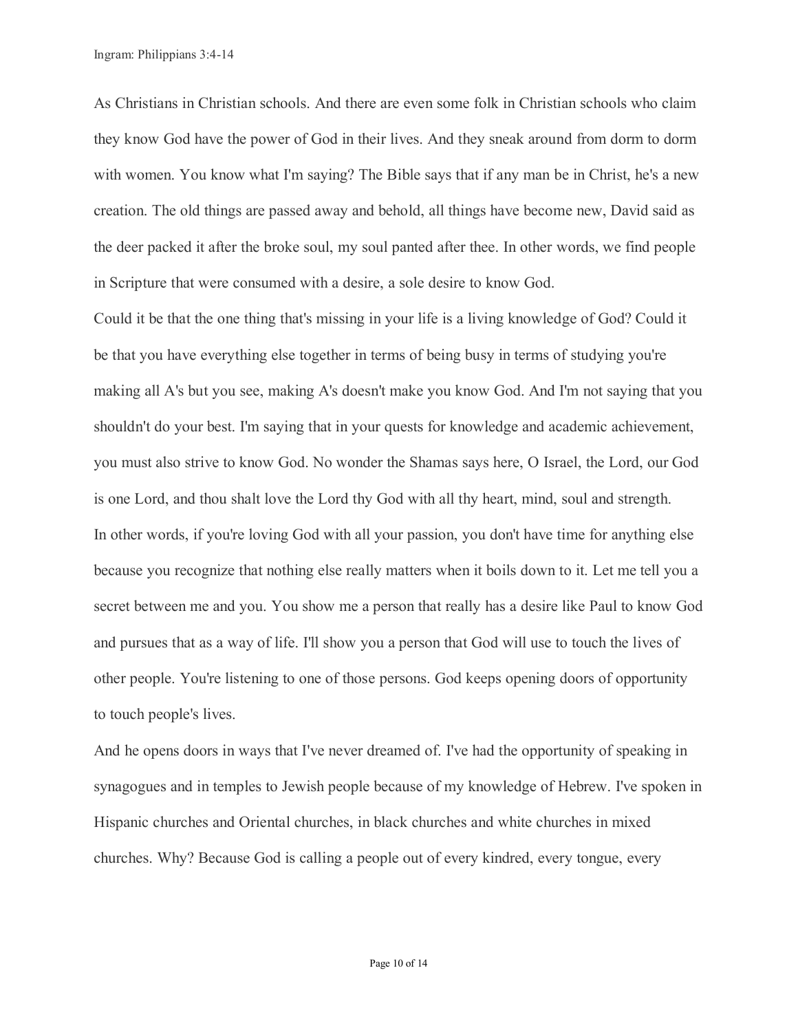As Christians in Christian schools. And there are even some folk in Christian schools who claim they know God have the power of God in their lives. And they sneak around from dorm to dorm with women. You know what I'm saying? The Bible says that if any man be in Christ, he's a new creation. The old things are passed away and behold, all things have become new, David said as the deer packed it after the broke soul, my soul panted after thee. In other words, we find people in Scripture that were consumed with a desire, a sole desire to know God.

Could it be that the one thing that's missing in your life is a living knowledge of God? Could it be that you have everything else together in terms of being busy in terms of studying you're making all A's but you see, making A's doesn't make you know God. And I'm not saying that you shouldn't do your best. I'm saying that in your quests for knowledge and academic achievement, you must also strive to know God. No wonder the Shamas says here, O Israel, the Lord, our God is one Lord, and thou shalt love the Lord thy God with all thy heart, mind, soul and strength.

In other words, if you're loving God with all your passion, you don't have time for anything else because you recognize that nothing else really matters when it boils down to it. Let me tell you a secret between me and you. You show me a person that really has a desire like Paul to know God and pursues that as a way of life. I'll show you a person that God will use to touch the lives of other people. You're listening to one of those persons. God keeps opening doors of opportunity to touch people's lives.

And he opens doors in ways that I've never dreamed of. I've had the opportunity of speaking in synagogues and in temples to Jewish people because of my knowledge of Hebrew. I've spoken in Hispanic churches and Oriental churches, in black churches and white churches in mixed churches. Why? Because God is calling a people out of every kindred, every tongue, every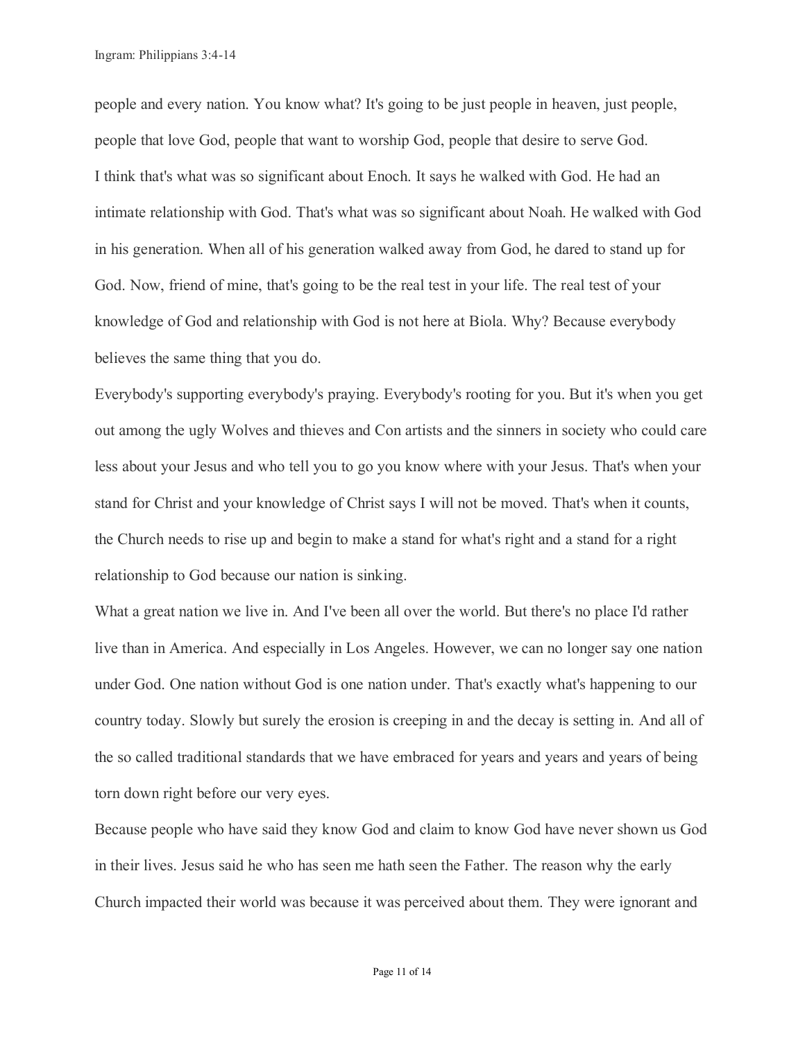people and every nation. You know what? It's going to be just people in heaven, just people, people that love God, people that want to worship God, people that desire to serve God.

I think that's what was so significant about Enoch. It says he walked with God. He had an intimate relationship with God. That's what was so significant about Noah. He walked with God in his generation. When all of his generation walked away from God, he dared to stand up for God. Now, friend of mine, that's going to be the real test in your life. The real test of your knowledge of God and relationship with God is not here at Biola. Why? Because everybody believes the same thing that you do.

Everybody's supporting everybody's praying. Everybody's rooting for you. But it's when you get out among the ugly Wolves and thieves and Con artists and the sinners in society who could care less about your Jesus and who tell you to go you know where with your Jesus. That's when your stand for Christ and your knowledge of Christ says I will not be moved. That's when it counts, the Church needs to rise up and begin to make a stand for what's right and a stand for a right relationship to God because our nation is sinking.

What a great nation we live in. And I've been all over the world. But there's no place I'd rather live than in America. And especially in Los Angeles. However, we can no longer say one nation under God. One nation without God is one nation under. That's exactly what's happening to our country today. Slowly but surely the erosion is creeping in and the decay is setting in. And all of the so called traditional standards that we have embraced for years and years and years of being torn down right before our very eyes.

Because people who have said they know God and claim to know God have never shown us God in their lives. Jesus said he who has seen me hath seen the Father. The reason why the early Church impacted their world was because it was perceived about them. They were ignorant and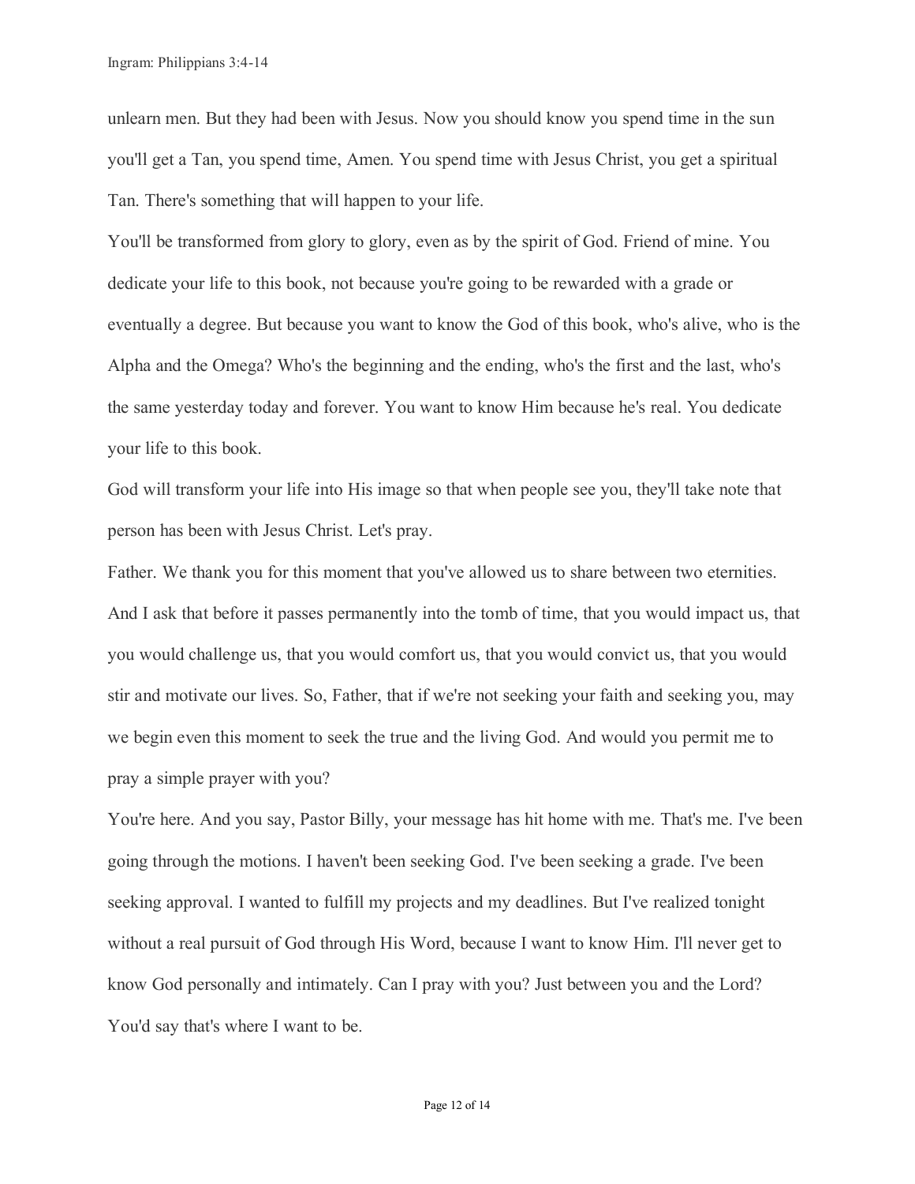unlearn men. But they had been with Jesus. Now you should know you spend time in the sun you'll get a Tan, you spend time, Amen. You spend time with Jesus Christ, you get a spiritual Tan. There's something that will happen to your life.

You'll be transformed from glory to glory, even as by the spirit of God. Friend of mine. You dedicate your life to this book, not because you're going to be rewarded with a grade or eventually a degree. But because you want to know the God of this book, who's alive, who is the Alpha and the Omega? Who's the beginning and the ending, who's the first and the last, who's the same yesterday today and forever. You want to know Him because he's real. You dedicate your life to this book.

God will transform your life into His image so that when people see you, they'll take note that person has been with Jesus Christ. Let's pray.

Father. We thank you for this moment that you've allowed us to share between two eternities. And I ask that before it passes permanently into the tomb of time, that you would impact us, that you would challenge us, that you would comfort us, that you would convict us, that you would stir and motivate our lives. So, Father, that if we're not seeking your faith and seeking you, may we begin even this moment to seek the true and the living God. And would you permit me to pray a simple prayer with you?

You're here. And you say, Pastor Billy, your message has hit home with me. That's me. I've been going through the motions. I haven't been seeking God. I've been seeking a grade. I've been seeking approval. I wanted to fulfill my projects and my deadlines. But I've realized tonight without a real pursuit of God through His Word, because I want to know Him. I'll never get to know God personally and intimately. Can I pray with you? Just between you and the Lord? You'd say that's where I want to be.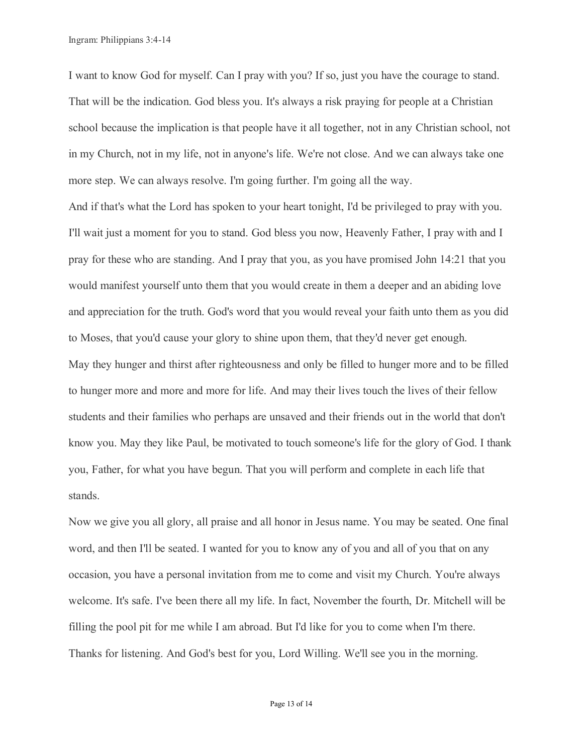I want to know God for myself. Can I pray with you? If so, just you have the courage to stand. That will be the indication. God bless you. It's always a risk praying for people at a Christian school because the implication is that people have it all together, not in any Christian school, not in my Church, not in my life, not in anyone's life. We're not close. And we can always take one more step. We can always resolve. I'm going further. I'm going all the way.

And if that's what the Lord has spoken to your heart tonight, I'd be privileged to pray with you. I'll wait just a moment for you to stand. God bless you now, Heavenly Father, I pray with and I pray for these who are standing. And I pray that you, as you have promised John 14:21 that you would manifest yourself unto them that you would create in them a deeper and an abiding love and appreciation for the truth. God's word that you would reveal your faith unto them as you did to Moses, that you'd cause your glory to shine upon them, that they'd never get enough.

May they hunger and thirst after righteousness and only be filled to hunger more and to be filled to hunger more and more and more for life. And may their lives touch the lives of their fellow students and their families who perhaps are unsaved and their friends out in the world that don't know you. May they like Paul, be motivated to touch someone's life for the glory of God. I thank you, Father, for what you have begun. That you will perform and complete in each life that stands.

Now we give you all glory, all praise and all honor in Jesus name. You may be seated. One final word, and then I'll be seated. I wanted for you to know any of you and all of you that on any occasion, you have a personal invitation from me to come and visit my Church. You're always welcome. It's safe. I've been there all my life. In fact, November the fourth, Dr. Mitchell will be filling the pool pit for me while I am abroad. But I'd like for you to come when I'm there. Thanks for listening. And God's best for you, Lord Willing. We'll see you in the morning.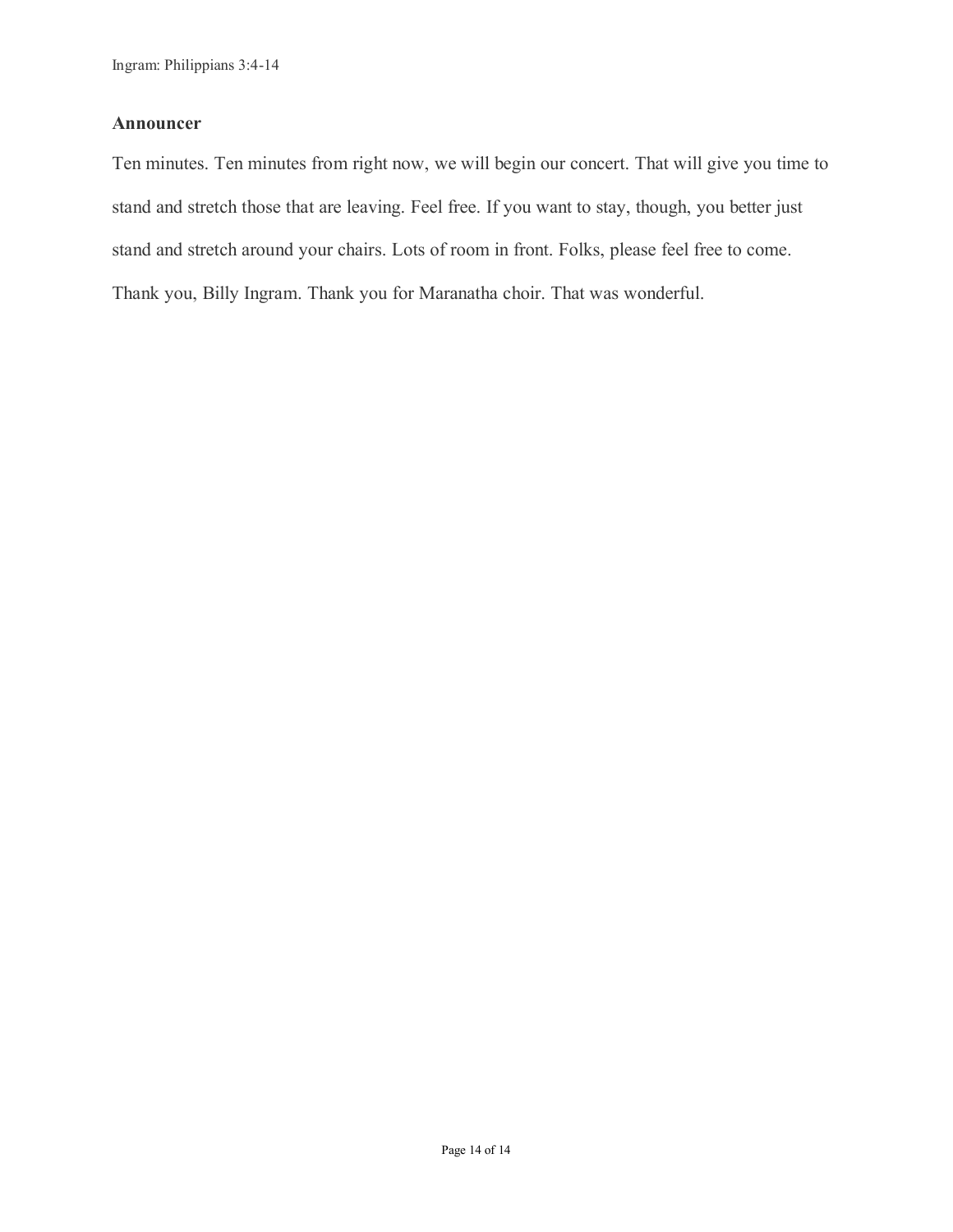**Announcer**

Ten minutes. Ten minutes from right now, we will begin our concert. That will give you time to stand and stretch those that are leaving. Feel free. If you want to stay, though, you better just stand and stretch around your chairs. Lots of room in front. Folks, please feel free to come. Thank you, Billy Ingram. Thank you for Maranatha choir. That was wonderful.